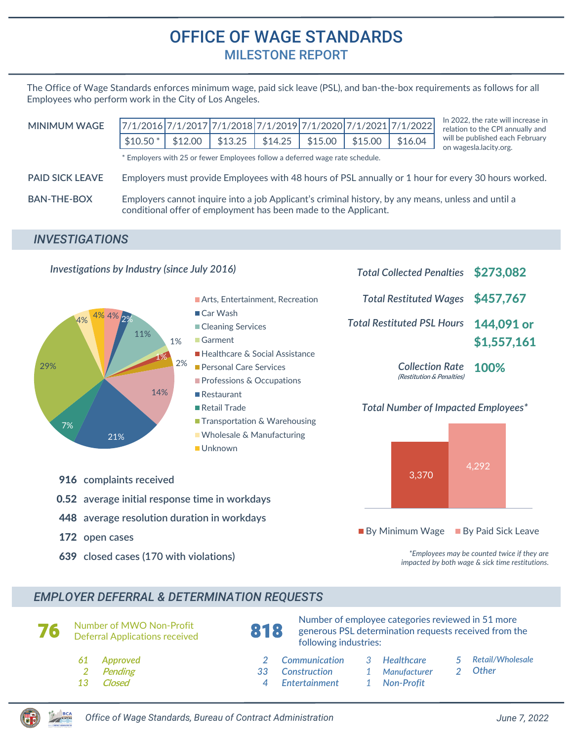# OFFICE OF WAGE STANDARDS

## MILESTONE REPORT

The Office of Wage Standards enforces minimum wage, paid sick leave (PSL), and ban-the-box requirements as follows for all Employees who perform work in the City of Los Angeles.

**MINIMUM WAGE**

| 7/1/2016 | 7/1/2017 | 7/1/2018 | 7/1/2019 | 7/1/2020 | 7/1/2021 | 7/1/2022 |
|---|---|---|---|---|---|---|
| $10.50 * | $12.00 | $13.25 | $14.25 | $15.00 | $15.00 | $16.04 |

\* Employers with 25 or fewer Employees follow a deferred wage rate schedule.

In 2022, the rate will increase in relation to the CPI annually and will be published each February on wagesla.lacity.org.

**PAID SICK LEAVE** Employers must provide Employees with 48 hours of PSL annually or 1 hour for every 30 hours worked.

**BAN-THE-BOX** Employers cannot inquire into a job Applicant's criminal history, by any means, unless and until a conditional offer of employment has been made to the Applicant.

## *INVESTIGATIONS*

*Investigations by Industry (since July 2016)*

| Industry | % |
|---|---|
| Arts, Entertainment, Recreation | 4% |
| Car Wash | 2% |
| Cleaning Services | 11% |
| Garment | 1% |
| Healthcare & Social Assistance | 1% |
| Personal Care Services | 2% |
| Professions & Occupations | 14% |
| Restaurant | 21% |
| Retail Trade | 7% |
| Transportation & Warehousing | 29% |
| Wholesale & Manufacturing | 4% |
| Unknown | 4% |

**916** complaints received

**0.52** average initial response time in workdays

**448** average resolution duration in workdays

**172** open cases

**639** closed cases (170 with violations)

*Total Collected Penalties* **$273,082**

*Total Restituted Wages* **$457,767**

*Total Restituted PSL Hours* **144,091 or $1,557,161**

*Collection Rate (Restitution & Penalties)* **100%**

*Total Number of Impacted Employees\**

| By Minimum Wage | By Paid Sick Leave |
|---|---|
| 3,370 | 4,292 |

*\*Employees may be counted twice if they are impacted by both wage & sick time restitutions.*

## *EMPLOYER DEFERRAL & DETERMINATION REQUESTS*

**76** Number of MWO Non-Profit Deferral Applications received

- *61 Approved*
- *2 Pending*
- *13 Closed*

**818** Number of employee categories reviewed in 51 more generous PSL determination requests received from the following industries:

- *2 Communication*
- *33 Construction*
- *4 Entertainment*
- *3 Healthcare*
- *1 Manufacturer*
- *1 Non-Profit*
- *5 Retail/Wholesale*
- *2 Other*

*Office of Wage Standards, Bureau of Contract Administration* *June 7, 2022*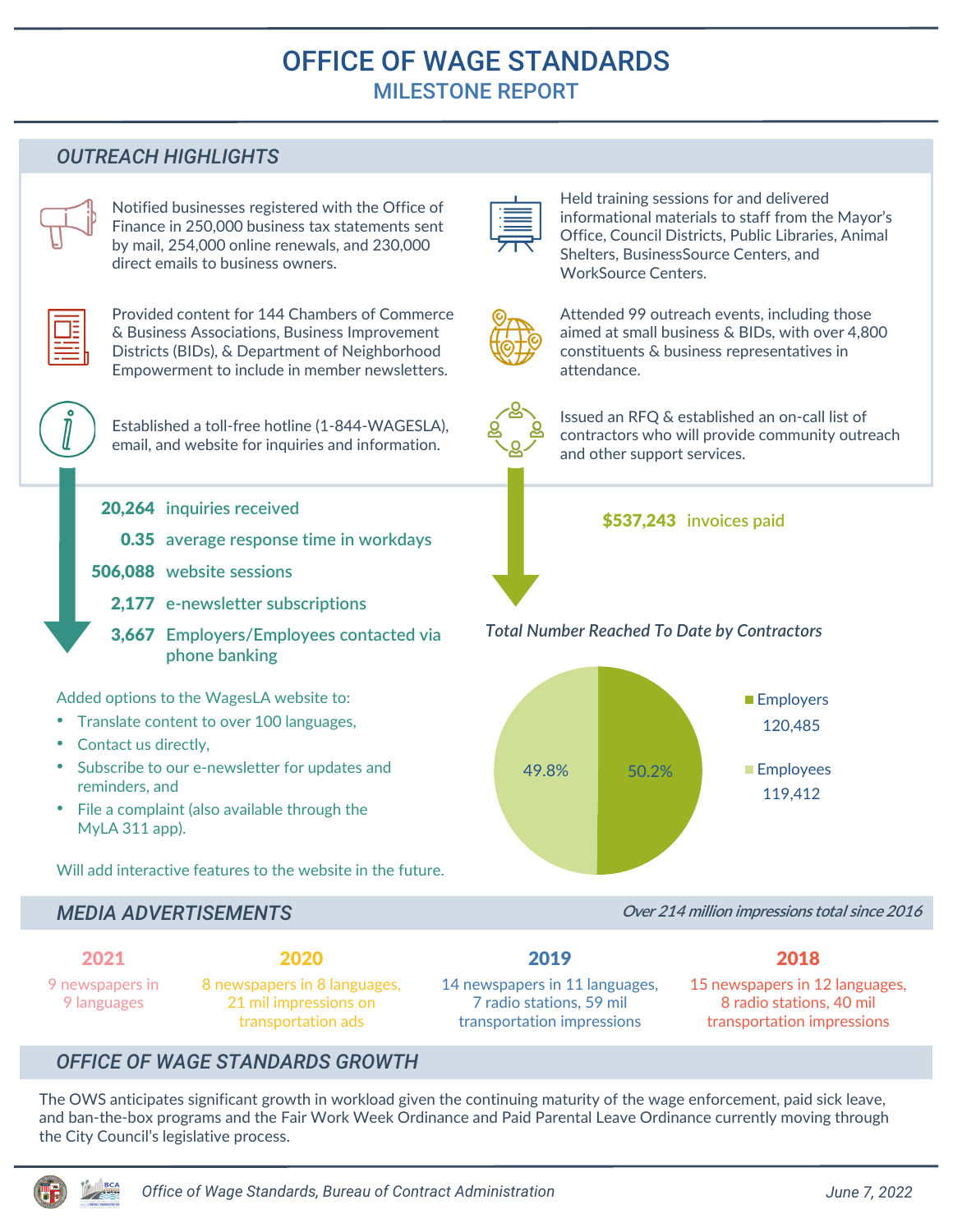# OFFICE OF WAGE STANDARDS
## MILESTONE REPORT

## OUTREACH HIGHLIGHTS

Notified businesses registered with the Office of Finance in 250,000 business tax statements sent by mail, 254,000 online renewals, and 230,000 direct emails to business owners.

Provided content for 144 Chambers of Commerce & Business Associations, Business Improvement Districts (BIDs), & Department of Neighborhood Empowerment to include in member newsletters.

Established a toll-free hotline (1-844-WAGESLA), email, and website for inquiries and information.

- **20,264** inquiries received
- **0.35** average response time in workdays
- **506,088** website sessions
- **2,177** e-newsletter subscriptions
- **3,667** Employers/Employees contacted via phone banking

Added options to the WagesLA website to:

- Translate content to over 100 languages,
- Contact us directly,
- Subscribe to our e-newsletter for updates and reminders, and
- File a complaint (also available through the MyLA 311 app).

Will add interactive features to the website in the future.

Held training sessions for and delivered informational materials to staff from the Mayor's Office, Council Districts, Public Libraries, Animal Shelters, BusinessSource Centers, and WorkSource Centers.

Attended 99 outreach events, including those aimed at small business & BIDs, with over 4,800 constituents & business representatives in attendance.

Issued an RFQ & established an on-call list of contractors who will provide community outreach and other support services.

**$537,243** invoices paid

*Total Number Reached To Date by Contractors*

49.8%
50.2%

Employers
120,485

Employees
119,412

## MEDIA ADVERTISEMENTS

*Over 214 million impressions total since 2016*

**2021**
9 newspapers in 9 languages

**2020**
8 newspapers in 8 languages, 21 mil impressions on transportation ads

**2019**
14 newspapers in 11 languages, 7 radio stations, 59 mil transportation impressions

**2018**
15 newspapers in 12 languages, 8 radio stations, 40 mil transportation impressions

## OFFICE OF WAGE STANDARDS GROWTH

The OWS anticipates significant growth in workload given the continuing maturity of the wage enforcement, paid sick leave, and ban-the-box programs and the Fair Work Week Ordinance and Paid Parental Leave Ordinance currently moving through the City Council's legislative process.

*Office of Wage Standards, Bureau of Contract Administration*

*June 7, 2022*